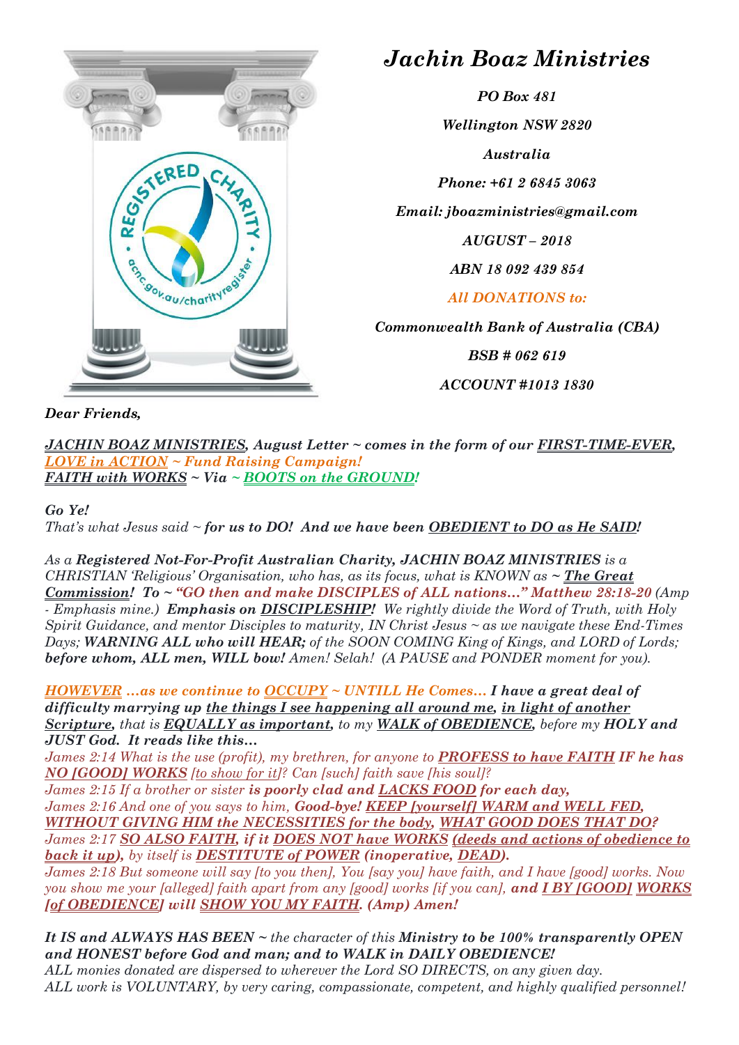# *Jachin Boaz Ministries*

***PO Box 481***

***Wellington NSW 2820***

***Australia***

***Phone: +61 2 6845 3063***

***Email: jboazministries@gmail.com***

***AUGUST – 2018***

***ABN 18 092 439 854***

***All DONATIONS to:***

***Commonwealth Bank of Australia (CBA)***

***BSB # 062 619***

***ACCOUNT #1013 1830***

***Dear Friends,***

***JACHIN BOAZ MINISTRIES, August Letter ~ comes in the form of our FIRST-TIME-EVER, LOVE in ACTION ~ Fund Raising Campaign!***
***FAITH with WORKS ~ Via ~ BOOTS on the GROUND!***

***Go Ye!***
*That's what Jesus said ~* ***for us to DO! And we have been OBEDIENT to DO as He SAID!***

*As a* ***Registered Not-For-Profit Australian Charity, JACHIN BOAZ MINISTRIES*** *is a CHRISTIAN 'Religious' Organisation, who has, as its focus, what is KNOWN as ~* ***The Great Commission! To ~ "GO then and make DISCIPLES of ALL nations…" Matthew 28:18-20*** *(Amp - Emphasis mine.)* ***Emphasis on DISCIPLESHIP!*** *We rightly divide the Word of Truth, with Holy Spirit Guidance, and mentor Disciples to maturity, IN Christ Jesus ~ as we navigate these End-Times Days;* ***WARNING ALL who will HEAR;*** *of the SOON COMING King of Kings, and LORD of Lords;* ***before whom, ALL men, WILL bow!*** *Amen! Selah! (A PAUSE and PONDER moment for you).*

***HOWEVER …as we continue to OCCUPY ~ UNTILL He Comes… I have a great deal of difficulty marrying up the things I see happening all around me, in light of another Scripture,*** *that is* ***EQUALLY as important,*** *to my* ***WALK of OBEDIENCE,*** *before my* ***HOLY and JUST God. It reads like this…***
*James 2:14 What is the use (profit), my brethren, for anyone to* ***PROFESS to have FAITH IF he has NO [GOOD] WORKS*** *[to show for it]? Can [such] faith save [his soul]?*
*James 2:15 If a brother or sister* ***is poorly clad and LACKS FOOD for each day,***
*James 2:16 And one of you says to him,* ***Good-bye! KEEP [yourself] WARM and WELL FED, WITHOUT GIVING HIM the NECESSITIES for the body, WHAT GOOD DOES THAT DO?***
*James 2:17* ***SO ALSO FAITH, if it DOES NOT have WORKS (deeds and actions of obedience to back it up),*** *by itself is* ***DESTITUTE of POWER (inoperative, DEAD).***
*James 2:18 But someone will say [to you then], You [say you] have faith, and I have [good] works. Now you show me your [alleged] faith apart from any [good] works [if you can],* ***and I BY [GOOD] WORKS [of OBEDIENCE] will SHOW YOU MY FAITH. (Amp) Amen!***

***It IS and ALWAYS HAS BEEN ~*** *the character of this* ***Ministry to be 100% transparently OPEN and HONEST before God and man; and to WALK in DAILY OBEDIENCE!***
*ALL monies donated are dispersed to wherever the Lord SO DIRECTS, on any given day.*
*ALL work is VOLUNTARY, by very caring, compassionate, competent, and highly qualified personnel!*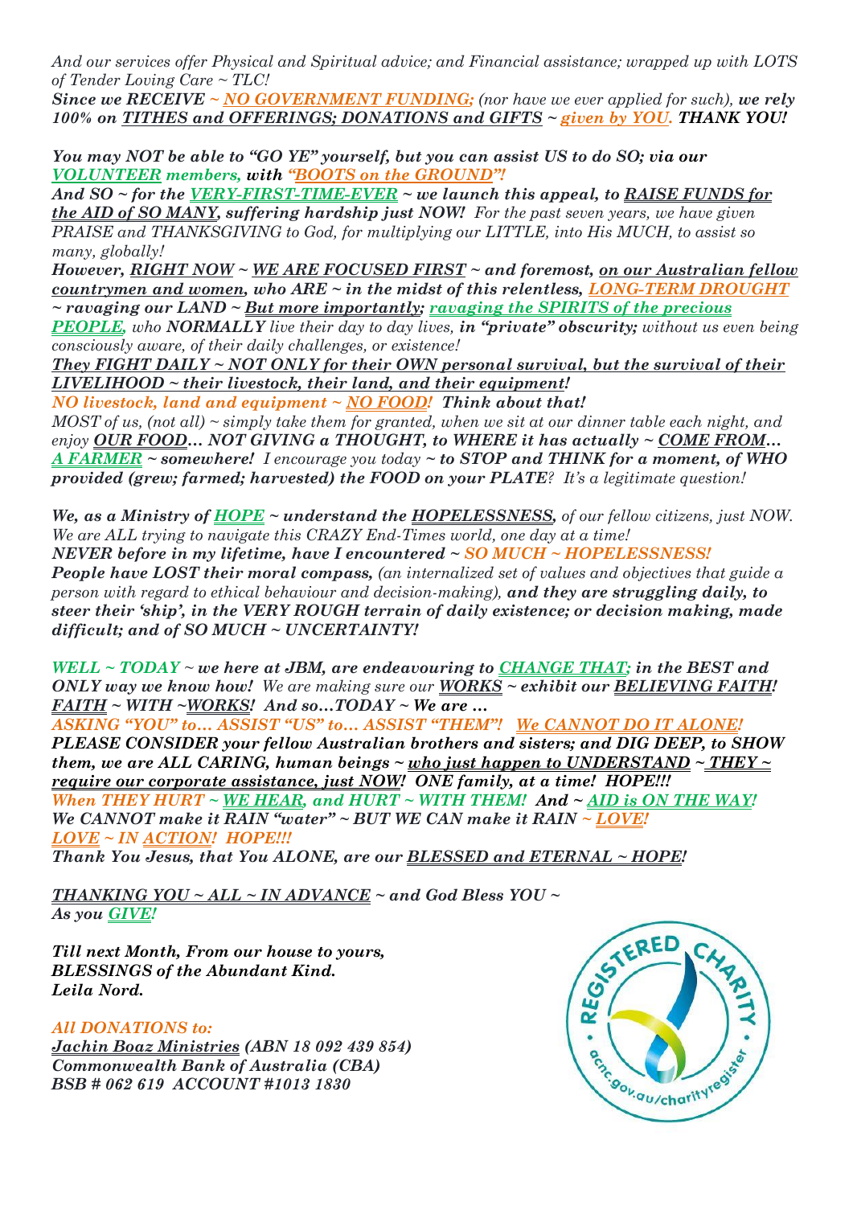*And our services offer Physical and Spiritual advice; and Financial assistance; wrapped up with LOTS of Tender Loving Care ~ TLC!*
***Since we RECEIVE ~ NO GOVERNMENT FUNDING;*** *(nor have we ever applied for such),* ***we rely 100% on TITHES and OFFERINGS; DONATIONS and GIFTS ~ given by YOU. THANK YOU!***

***You may NOT be able to "GO YE" yourself, but you can assist US to do SO; via our VOLUNTEER members, with "BOOTS on the GROUND"!***
***And SO ~ for the VERY-FIRST-TIME-EVER ~ we launch this appeal, to RAISE FUNDS for the AID of SO MANY, suffering hardship just NOW!*** *For the past seven years, we have given PRAISE and THANKSGIVING to God, for multiplying our LITTLE, into His MUCH, to assist so many, globally!*
***However, RIGHT NOW ~ WE ARE FOCUSED FIRST ~ and foremost, on our Australian fellow countrymen and women, who ARE ~ in the midst of this relentless, LONG-TERM DROUGHT ~ ravaging our LAND ~ But more importantly; ravaging the SPIRITS of the precious PEOPLE,*** *who* ***NORMALLY*** *live their day to day lives,* ***in "private" obscurity;*** *without us even being consciously aware, of their daily challenges, or existence!*
***They FIGHT DAILY ~ NOT ONLY for their OWN personal survival, but the survival of their LIVELIHOOD ~ their livestock, their land, and their equipment!***
***NO livestock, land and equipment ~ NO FOOD! Think about that!***
*MOST of us, (not all) ~ simply take them for granted, when we sit at our dinner table each night, and enjoy* ***OUR FOOD… NOT GIVING a THOUGHT, to WHERE it has actually ~ COME FROM… A FARMER ~ somewhere!*** *I encourage you today* ***~ to STOP and THINK for a moment, of WHO provided (grew; farmed; harvested) the FOOD on your PLATE****? It's a legitimate question!*

***We, as a Ministry of HOPE ~ understand the HOPELESSNESS,*** *of our fellow citizens, just NOW. We are ALL trying to navigate this CRAZY End-Times world, one day at a time!*
***NEVER before in my lifetime, have I encountered ~ SO MUCH ~ HOPELESSNESS!***
***People have LOST their moral compass,*** *(an internalized set of values and objectives that guide a person with regard to ethical behaviour and decision-making),* ***and they are struggling daily, to steer their 'ship', in the VERY ROUGH terrain of daily existence; or decision making, made difficult; and of SO MUCH ~ UNCERTAINTY!***

***WELL ~ TODAY ~ we here at JBM, are endeavouring to CHANGE THAT; in the BEST and ONLY way we know how!*** *We are making sure our* ***WORKS ~ exhibit our BELIEVING FAITH! FAITH ~ WITH ~WORKS! And so…TODAY ~ We are …***
***ASKING "YOU" to… ASSIST "US" to… ASSIST "THEM"! We CANNOT DO IT ALONE!***
***PLEASE CONSIDER your fellow Australian brothers and sisters; and DIG DEEP, to SHOW them, we are ALL CARING, human beings ~ who just happen to UNDERSTAND ~ THEY ~ require our corporate assistance, just NOW! ONE family, at a time! HOPE!!!***
***When THEY HURT ~ WE HEAR, and HURT ~ WITH THEM! And ~ AID is ON THE WAY!***
***We CANNOT make it RAIN "water" ~ BUT WE CAN make it RAIN ~ LOVE!***
***LOVE ~ IN ACTION! HOPE!!!***
***Thank You Jesus, that You ALONE, are our BLESSED and ETERNAL ~ HOPE!***

***THANKING YOU ~ ALL ~ IN ADVANCE ~ and God Bless YOU ~***
***As you GIVE!***

***Till next Month, From our house to yours,***
***BLESSINGS of the Abundant Kind.***
***Leila Nord.***

***All DONATIONS to:***
***Jachin Boaz Ministries (ABN 18 092 439 854)***
***Commonwealth Bank of Australia (CBA)***
***BSB # 062 619 ACCOUNT #1013 1830***

REGISTERED CHARITY
acnc.gov.au/charityregister